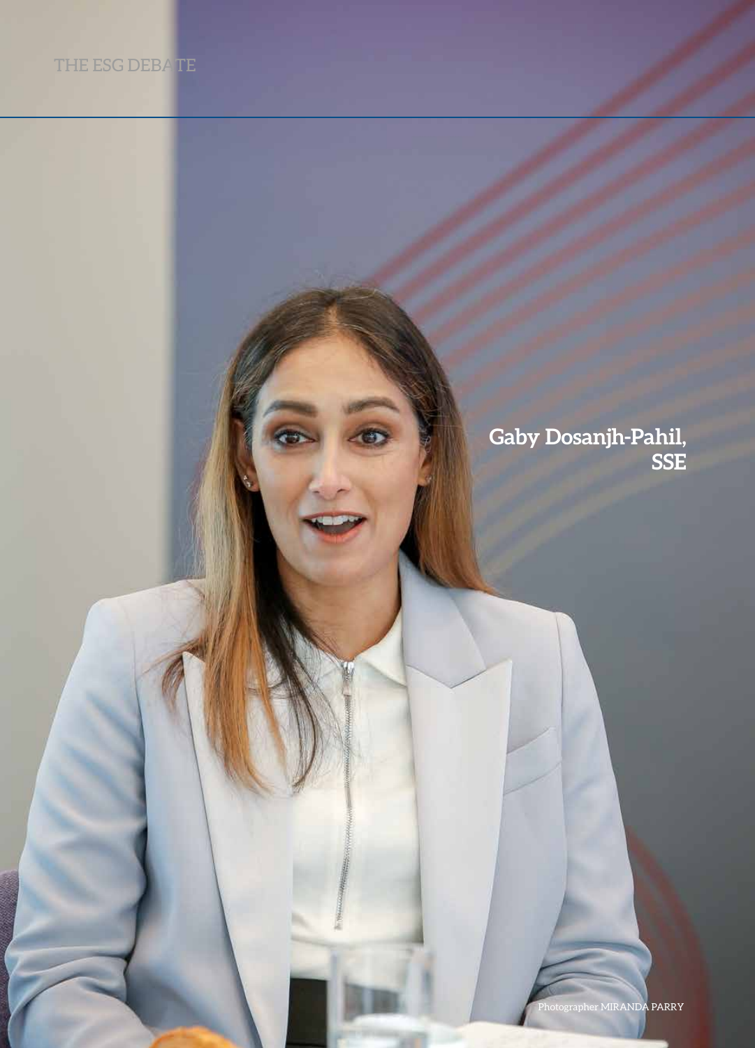Gaby Dosanjh-Pahil, SSE

Photographer MIRANDA PARRY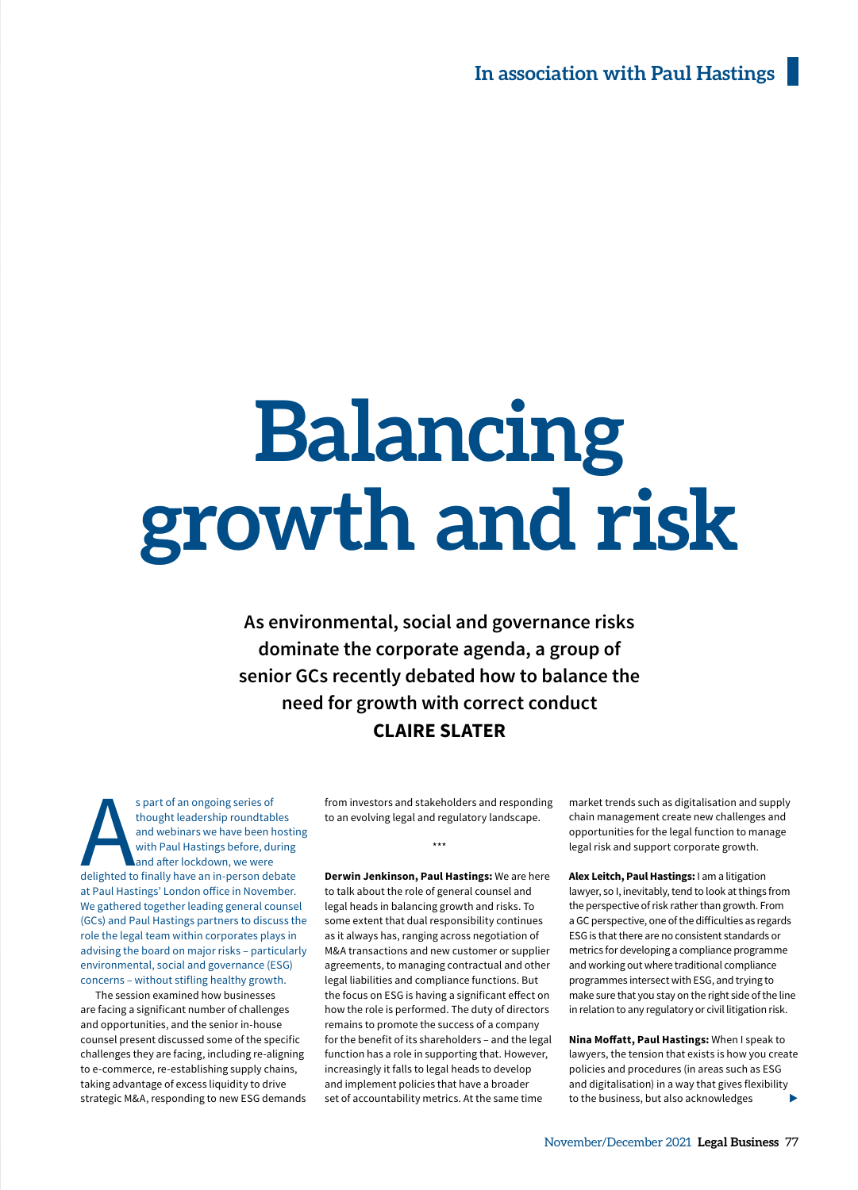# Balancing growth and risk

**As environmental, social and governance risks dominate the corporate agenda, a group of senior GCs recently debated how to balance the need for growth with correct conduct**

**CLAIRE SLATER**

As part of an ongoing series of thought leadership roundtables and webinars we have been hosting with Paul Hastings before, during and after lockdown, we were delighted to finally have an in-person debate at Paul Hastings' London office in November. We gathered together leading general counsel (GCs) and Paul Hastings partners to discuss the role the legal team within corporates plays in advising the board on major risks – particularly environmental, social and governance (ESG) concerns – without stifling healthy growth.

The session examined how businesses are facing a significant number of challenges and opportunities, and the senior in-house counsel present discussed some of the specific challenges they are facing, including re-aligning to e-commerce, re-establishing supply chains, taking advantage of excess liquidity to drive strategic M&A, responding to new ESG demands from investors and stakeholders and responding to an evolving legal and regulatory landscape.

\*\*\*

**Derwin Jenkinson, Paul Hastings:** We are here to talk about the role of general counsel and legal heads in balancing growth and risks. To some extent that dual responsibility continues as it always has, ranging across negotiation of M&A transactions and new customer or supplier agreements, to managing contractual and other legal liabilities and compliance functions. But the focus on ESG is having a significant effect on how the role is performed. The duty of directors remains to promote the success of a company for the benefit of its shareholders – and the legal function has a role in supporting that. However, increasingly it falls to legal heads to develop and implement policies that have a broader set of accountability metrics. At the same time market trends such as digitalisation and supply chain management create new challenges and opportunities for the legal function to manage legal risk and support corporate growth.

**Alex Leitch, Paul Hastings:** I am a litigation lawyer, so I, inevitably, tend to look at things from the perspective of risk rather than growth. From a GC perspective, one of the difficulties as regards ESG is that there are no consistent standards or metrics for developing a compliance programme and working out where traditional compliance programmes intersect with ESG, and trying to make sure that you stay on the right side of the line in relation to any regulatory or civil litigation risk.

**Nina Moffatt, Paul Hastings:** When I speak to lawyers, the tension that exists is how you create policies and procedures (in areas such as ESG and digitalisation) in a way that gives flexibility to the business, but also acknowledges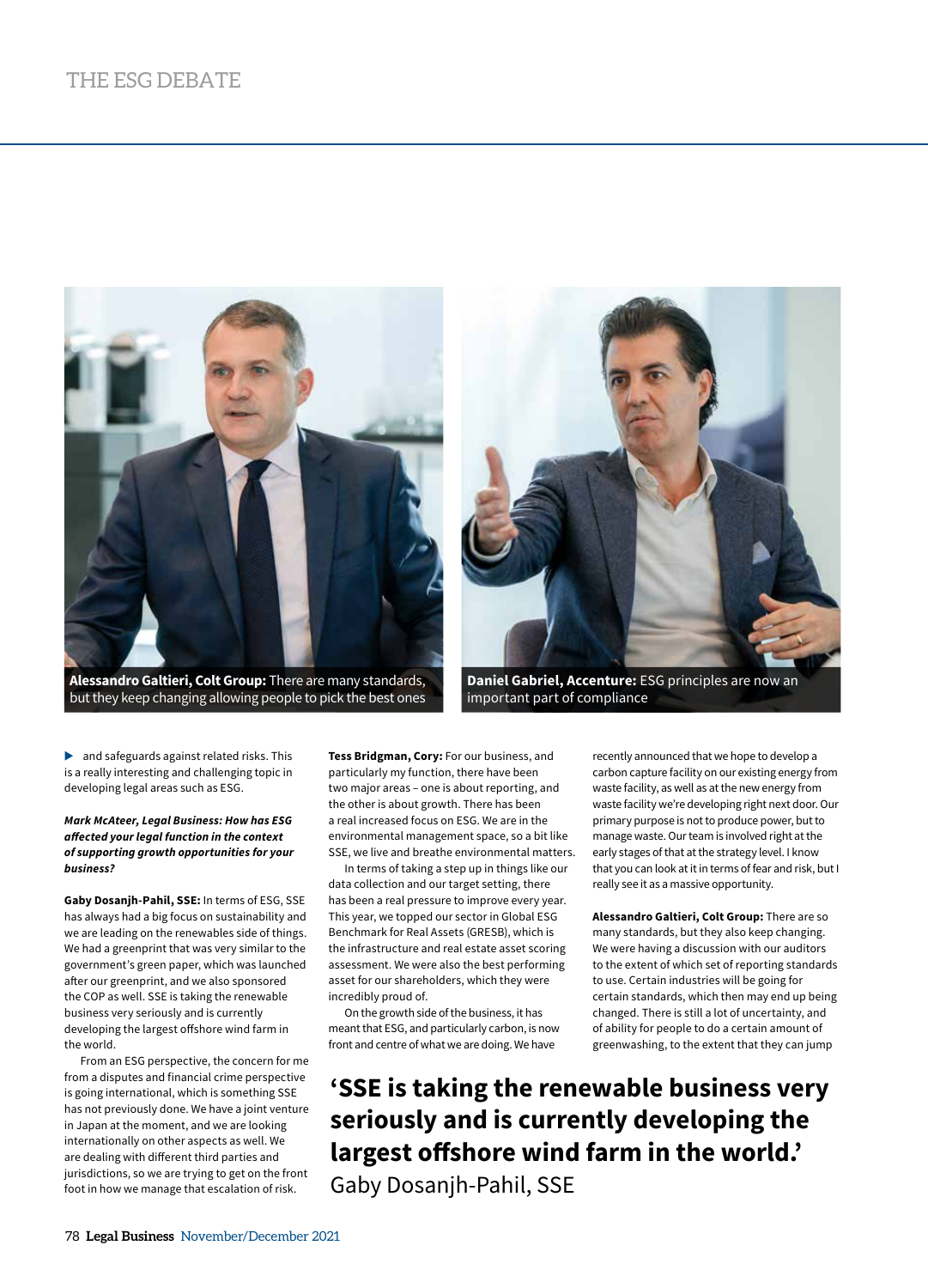Alessandro Galtieri, Colt Group: There are many standards, but they keep changing allowing people to pick the best ones

Daniel Gabriel, Accenture: ESG principles are now an important part of compliance

and safeguards against related risks. This is a really interesting and challenging topic in developing legal areas such as ESG.

***Mark McAteer, Legal Business: How has ESG affected your legal function in the context of supporting growth opportunities for your business?***

**Gaby Dosanjh-Pahil, SSE:** In terms of ESG, SSE has always had a big focus on sustainability and we are leading on the renewables side of things. We had a greenprint that was very similar to the government's green paper, which was launched after our greenprint, and we also sponsored the COP as well. SSE is taking the renewable business very seriously and is currently developing the largest offshore wind farm in the world.

From an ESG perspective, the concern for me from a disputes and financial crime perspective is going international, which is something SSE has not previously done. We have a joint venture in Japan at the moment, and we are looking internationally on other aspects as well. We are dealing with different third parties and jurisdictions, so we are trying to get on the front foot in how we manage that escalation of risk.

**Tess Bridgman, Cory:** For our business, and particularly my function, there have been two major areas – one is about reporting, and the other is about growth. There has been a real increased focus on ESG. We are in the environmental management space, so a bit like SSE, we live and breathe environmental matters.

In terms of taking a step up in things like our data collection and our target setting, there has been a real pressure to improve every year. This year, we topped our sector in Global ESG Benchmark for Real Assets (GRESB), which is the infrastructure and real estate asset scoring assessment. We were also the best performing asset for our shareholders, which they were incredibly proud of.

On the growth side of the business, it has meant that ESG, and particularly carbon, is now front and centre of what we are doing. We have recently announced that we hope to develop a carbon capture facility on our existing energy from waste facility, as well as at the new energy from waste facility we're developing right next door. Our primary purpose is not to produce power, but to manage waste. Our team is involved right at the early stages of that at the strategy level. I know that you can look at it in terms of fear and risk, but I really see it as a massive opportunity.

**Alessandro Galtieri, Colt Group:** There are so many standards, but they also keep changing. We were having a discussion with our auditors to the extent of which set of reporting standards to use. Certain industries will be going for certain standards, which then may end up being changed. There is still a lot of uncertainty, and of ability for people to do a certain amount of greenwashing, to the extent that they can jump

**'SSE is taking the renewable business very seriously and is currently developing the largest offshore wind farm in the world.'**
Gaby Dosanjh-Pahil, SSE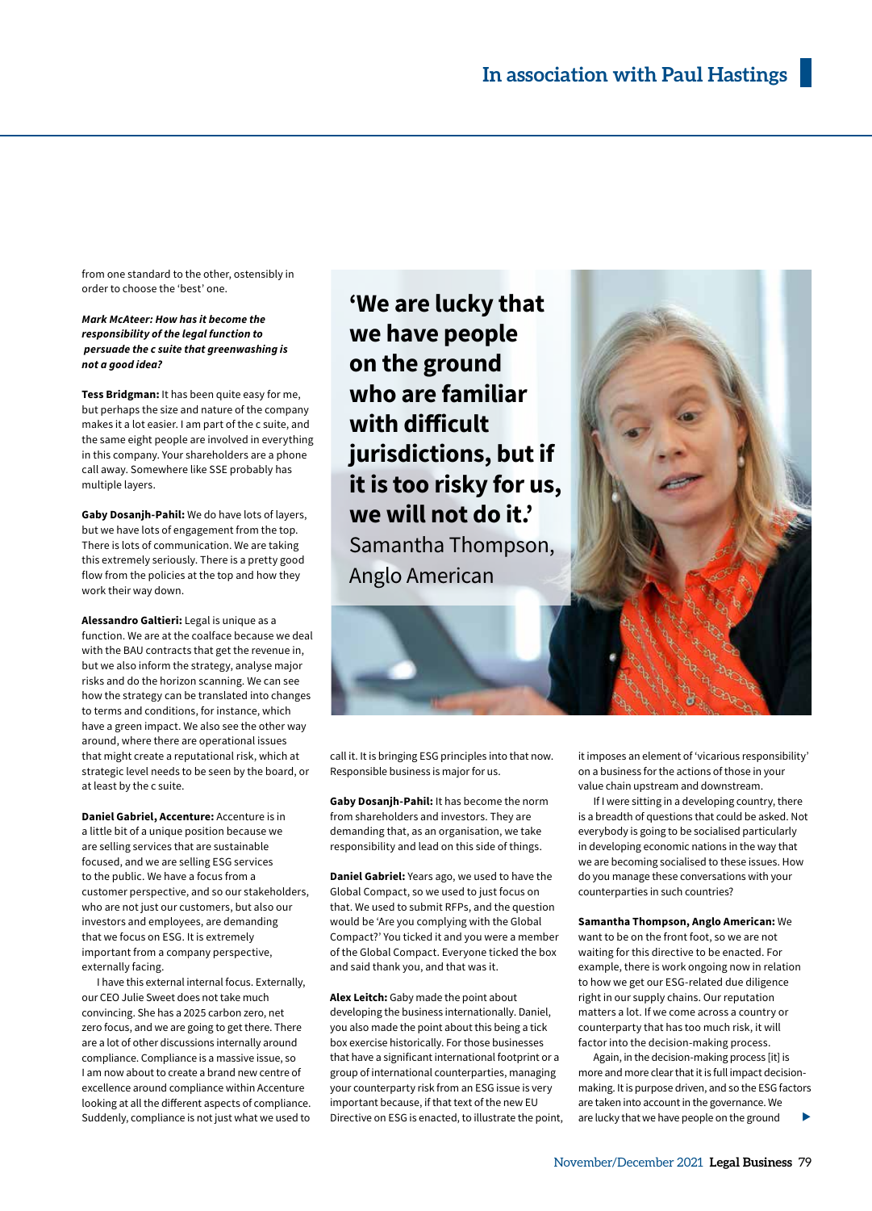from one standard to the other, ostensibly in order to choose the 'best' one.

***Mark McAteer: How has it become the responsibility of the legal function to persuade the c suite that greenwashing is not a good idea?***

**Tess Bridgman:** It has been quite easy for me, but perhaps the size and nature of the company makes it a lot easier. I am part of the c suite, and the same eight people are involved in everything in this company. Your shareholders are a phone call away. Somewhere like SSE probably has multiple layers.

**Gaby Dosanjh-Pahil:** We do have lots of layers, but we have lots of engagement from the top. There is lots of communication. We are taking this extremely seriously. There is a pretty good flow from the policies at the top and how they work their way down.

**Alessandro Galtieri:** Legal is unique as a function. We are at the coalface because we deal with the BAU contracts that get the revenue in, but we also inform the strategy, analyse major risks and do the horizon scanning. We can see how the strategy can be translated into changes to terms and conditions, for instance, which have a green impact. We also see the other way around, where there are operational issues that might create a reputational risk, which at strategic level needs to be seen by the board, or at least by the c suite.

**Daniel Gabriel, Accenture:** Accenture is in a little bit of a unique position because we are selling services that are sustainable focused, and we are selling ESG services to the public. We have a focus from a customer perspective, and so our stakeholders, who are not just our customers, but also our investors and employees, are demanding that we focus on ESG. It is extremely important from a company perspective, externally facing.

I have this external internal focus. Externally, our CEO Julie Sweet does not take much convincing. She has a 2025 carbon zero, net zero focus, and we are going to get there. There are a lot of other discussions internally around compliance. Compliance is a massive issue, so I am now about to create a brand new centre of excellence around compliance within Accenture looking at all the different aspects of compliance. Suddenly, compliance is not just what we used to call it. It is bringing ESG principles into that now. Responsible business is major for us.

> **'We are lucky that we have people on the ground who are familiar with difficult jurisdictions, but if it is too risky for us, we will not do it.'**
> Samantha Thompson, Anglo American

**Gaby Dosanjh-Pahil:** It has become the norm from shareholders and investors. They are demanding that, as an organisation, we take responsibility and lead on this side of things.

**Daniel Gabriel:** Years ago, we used to have the Global Compact, so we used to just focus on that. We used to submit RFPs, and the question would be 'Are you complying with the Global Compact?' You ticked it and you were a member of the Global Compact. Everyone ticked the box and said thank you, and that was it.

**Alex Leitch:** Gaby made the point about developing the business internationally. Daniel, you also made the point about this being a tick box exercise historically. For those businesses that have a significant international footprint or a group of international counterparties, managing your counterparty risk from an ESG issue is very important because, if that text of the new EU Directive on ESG is enacted, to illustrate the point, it imposes an element of 'vicarious responsibility' on a business for the actions of those in your value chain upstream and downstream.

If I were sitting in a developing country, there is a breadth of questions that could be asked. Not everybody is going to be socialised particularly in developing economic nations in the way that we are becoming socialised to these issues. How do you manage these conversations with your counterparties in such countries?

**Samantha Thompson, Anglo American:** We want to be on the front foot, so we are not waiting for this directive to be enacted. For example, there is work ongoing now in relation to how we get our ESG-related due diligence right in our supply chains. Our reputation matters a lot. If we come across a country or counterparty that has too much risk, it will factor into the decision-making process.

Again, in the decision-making process [it] is more and more clear that it is full impact decision-making. It is purpose driven, and so the ESG factors are taken into account in the governance. We are lucky that we have people on the ground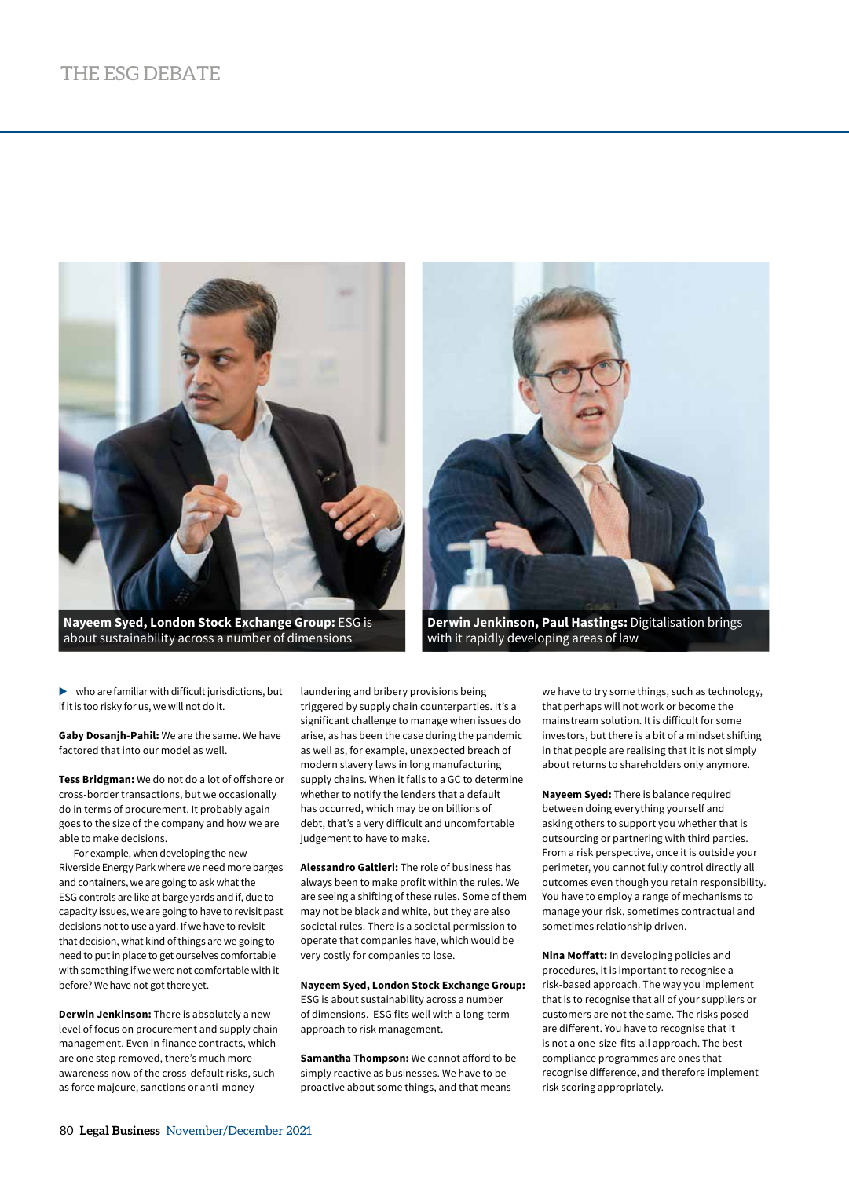**Nayeem Syed, London Stock Exchange Group:** ESG is about sustainability across a number of dimensions

**Derwin Jenkinson, Paul Hastings:** Digitalisation brings with it rapidly developing areas of law

who are familiar with difficult jurisdictions, but if it is too risky for us, we will not do it.

**Gaby Dosanjh-Pahil:** We are the same. We have factored that into our model as well.

**Tess Bridgman:** We do not do a lot of offshore or cross-border transactions, but we occasionally do in terms of procurement. It probably again goes to the size of the company and how we are able to make decisions.

For example, when developing the new Riverside Energy Park where we need more barges and containers, we are going to ask what the ESG controls are like at barge yards and if, due to capacity issues, we are going to have to revisit past decisions not to use a yard. If we have to revisit that decision, what kind of things are we going to need to put in place to get ourselves comfortable with something if we were not comfortable with it before? We have not got there yet.

**Derwin Jenkinson:** There is absolutely a new level of focus on procurement and supply chain management. Even in finance contracts, which are one step removed, there's much more awareness now of the cross-default risks, such as force majeure, sanctions or anti-money laundering and bribery provisions being triggered by supply chain counterparties. It's a significant challenge to manage when issues do arise, as has been the case during the pandemic as well as, for example, unexpected breach of modern slavery laws in long manufacturing supply chains. When it falls to a GC to determine whether to notify the lenders that a default has occurred, which may be on billions of debt, that's a very difficult and uncomfortable judgement to have to make.

**Alessandro Galtieri:** The role of business has always been to make profit within the rules. We are seeing a shifting of these rules. Some of them may not be black and white, but they are also societal rules. There is a societal permission to operate that companies have, which would be very costly for companies to lose.

**Nayeem Syed, London Stock Exchange Group:** ESG is about sustainability across a number of dimensions. ESG fits well with a long-term approach to risk management.

**Samantha Thompson:** We cannot afford to be simply reactive as businesses. We have to be proactive about some things, and that means we have to try some things, such as technology, that perhaps will not work or become the mainstream solution. It is difficult for some investors, but there is a bit of a mindset shifting in that people are realising that it is not simply about returns to shareholders only anymore.

**Nayeem Syed:** There is balance required between doing everything yourself and asking others to support you whether that is outsourcing or partnering with third parties. From a risk perspective, once it is outside your perimeter, you cannot fully control directly all outcomes even though you retain responsibility. You have to employ a range of mechanisms to manage your risk, sometimes contractual and sometimes relationship driven.

**Nina Moffatt:** In developing policies and procedures, it is important to recognise a risk-based approach. The way you implement that is to recognise that all of your suppliers or customers are not the same. The risks posed are different. You have to recognise that it is not a one-size-fits-all approach. The best compliance programmes are ones that recognise difference, and therefore implement risk scoring appropriately.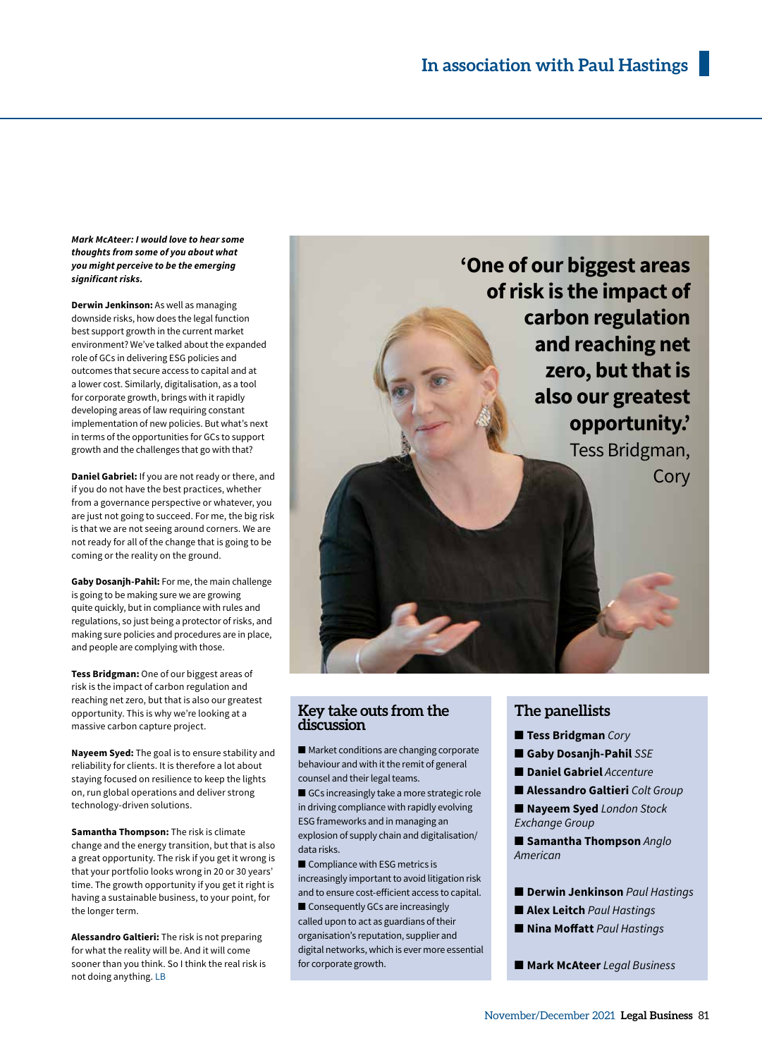***Mark McAteer: I would love to hear some thoughts from some of you about what you might perceive to be the emerging significant risks.***

**Derwin Jenkinson:** As well as managing downside risks, how does the legal function best support growth in the current market environment? We've talked about the expanded role of GCs in delivering ESG policies and outcomes that secure access to capital and at a lower cost. Similarly, digitalisation, as a tool for corporate growth, brings with it rapidly developing areas of law requiring constant implementation of new policies. But what's next in terms of the opportunities for GCs to support growth and the challenges that go with that?

**Daniel Gabriel:** If you are not ready or there, and if you do not have the best practices, whether from a governance perspective or whatever, you are just not going to succeed. For me, the big risk is that we are not seeing around corners. We are not ready for all of the change that is going to be coming or the reality on the ground.

**Gaby Dosanjh-Pahil:** For me, the main challenge is going to be making sure we are growing quite quickly, but in compliance with rules and regulations, so just being a protector of risks, and making sure policies and procedures are in place, and people are complying with those.

**Tess Bridgman:** One of our biggest areas of risk is the impact of carbon regulation and reaching net zero, but that is also our greatest opportunity. This is why we're looking at a massive carbon capture project.

**Nayeem Syed:** The goal is to ensure stability and reliability for clients. It is therefore a lot about staying focused on resilience to keep the lights on, run global operations and deliver strong technology-driven solutions.

**Samantha Thompson:** The risk is climate change and the energy transition, but that is also a great opportunity. The risk if you get it wrong is that your portfolio looks wrong in 20 or 30 years' time. The growth opportunity if you get it right is having a sustainable business, to your point, for the longer term.

**Alessandro Galtieri:** The risk is not preparing for what the reality will be. And it will come sooner than you think. So I think the real risk is not doing anything. LB

**'One of our biggest areas of risk is the impact of carbon regulation and reaching net zero, but that is also our greatest opportunity.'**
Tess Bridgman, Cory

## Key take outs from the discussion

- Market conditions are changing corporate behaviour and with it the remit of general counsel and their legal teams.
- GCs increasingly take a more strategic role in driving compliance with rapidly evolving ESG frameworks and in managing an explosion of supply chain and digitalisation/data risks.
- Compliance with ESG metrics is increasingly important to avoid litigation risk and to ensure cost-efficient access to capital.
- Consequently GCs are increasingly called upon to act as guardians of their organisation's reputation, supplier and digital networks, which is ever more essential for corporate growth.

## The panellists

- **Tess Bridgman** *Cory*
- **Gaby Dosanjh-Pahil** *SSE*
- **Daniel Gabriel** *Accenture*
- **Alessandro Galtieri** *Colt Group*
- **Nayeem Syed** *London Stock Exchange Group*
- **Samantha Thompson** *Anglo American*

- **Derwin Jenkinson** *Paul Hastings*
- **Alex Leitch** *Paul Hastings*
- **Nina Moffatt** *Paul Hastings*

- **Mark McAteer** *Legal Business*